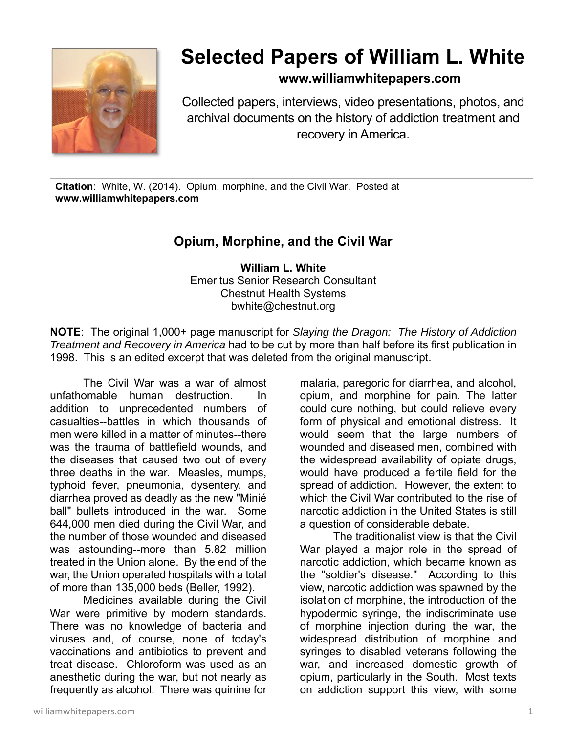# Selected Papers of William L. White

**www.williamwhitepapers.com**

Collected papers, interviews, video presentations, photos, and archival documents on the history of addiction treatment and recovery in America.

**Citation**: White, W. (2014). Opium, morphine, and the Civil War. Posted at **www.williamwhitepapers.com**

## Opium, Morphine, and the Civil War

**William L. White**
Emeritus Senior Research Consultant
Chestnut Health Systems
bwhite@chestnut.org

**NOTE**: The original 1,000+ page manuscript for *Slaying the Dragon: The History of Addiction Treatment and Recovery in America* had to be cut by more than half before its first publication in 1998. This is an edited excerpt that was deleted from the original manuscript.

The Civil War was a war of almost unfathomable human destruction. In addition to unprecedented numbers of casualties--battles in which thousands of men were killed in a matter of minutes--there was the trauma of battlefield wounds, and the diseases that caused two out of every three deaths in the war. Measles, mumps, typhoid fever, pneumonia, dysentery, and diarrhea proved as deadly as the new "Minié ball" bullets introduced in the war. Some 644,000 men died during the Civil War, and the number of those wounded and diseased was astounding--more than 5.82 million treated in the Union alone. By the end of the war, the Union operated hospitals with a total of more than 135,000 beds (Beller, 1992).

Medicines available during the Civil War were primitive by modern standards. There was no knowledge of bacteria and viruses and, of course, none of today's vaccinations and antibiotics to prevent and treat disease. Chloroform was used as an anesthetic during the war, but not nearly as frequently as alcohol. There was quinine for malaria, paregoric for diarrhea, and alcohol, opium, and morphine for pain. The latter could cure nothing, but could relieve every form of physical and emotional distress. It would seem that the large numbers of wounded and diseased men, combined with the widespread availability of opiate drugs, would have produced a fertile field for the spread of addiction. However, the extent to which the Civil War contributed to the rise of narcotic addiction in the United States is still a question of considerable debate.

The traditionalist view is that the Civil War played a major role in the spread of narcotic addiction, which became known as the "soldier's disease." According to this view, narcotic addiction was spawned by the isolation of morphine, the introduction of the hypodermic syringe, the indiscriminate use of morphine injection during the war, the widespread distribution of morphine and syringes to disabled veterans following the war, and increased domestic growth of opium, particularly in the South. Most texts on addiction support this view, with some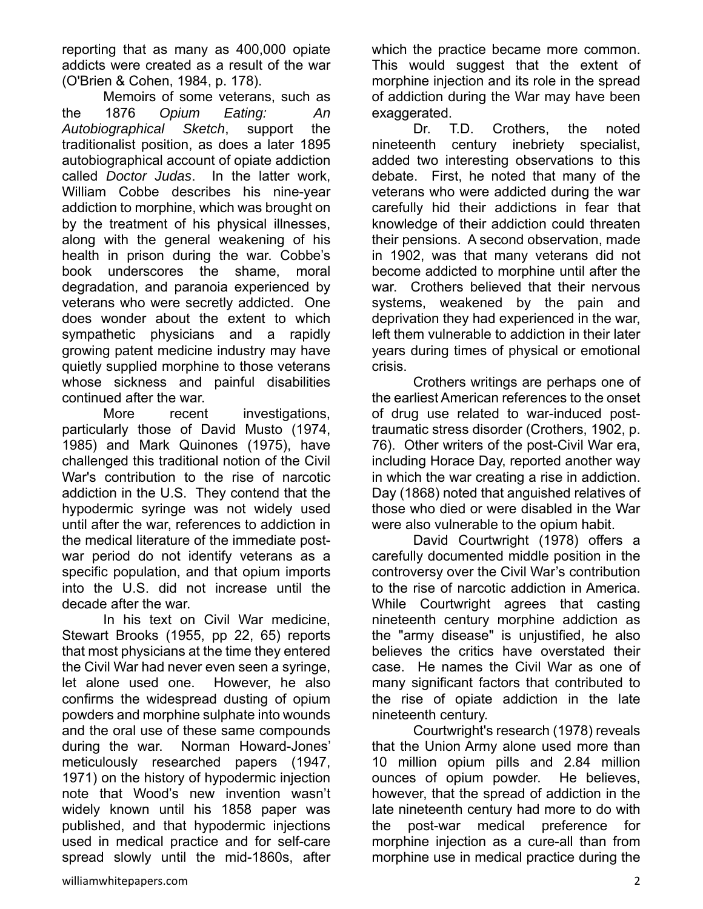reporting that as many as 400,000 opiate addicts were created as a result of the war (O'Brien & Cohen, 1984, p. 178).

Memoirs of some veterans, such as the 1876 *Opium Eating: An Autobiographical Sketch*, support the traditionalist position, as does a later 1895 autobiographical account of opiate addiction called *Doctor Judas*. In the latter work, William Cobbe describes his nine-year addiction to morphine, which was brought on by the treatment of his physical illnesses, along with the general weakening of his health in prison during the war. Cobbe's book underscores the shame, moral degradation, and paranoia experienced by veterans who were secretly addicted. One does wonder about the extent to which sympathetic physicians and a rapidly growing patent medicine industry may have quietly supplied morphine to those veterans whose sickness and painful disabilities continued after the war.

More recent investigations, particularly those of David Musto (1974, 1985) and Mark Quinones (1975), have challenged this traditional notion of the Civil War's contribution to the rise of narcotic addiction in the U.S. They contend that the hypodermic syringe was not widely used until after the war, references to addiction in the medical literature of the immediate post-war period do not identify veterans as a specific population, and that opium imports into the U.S. did not increase until the decade after the war.

In his text on Civil War medicine, Stewart Brooks (1955, pp 22, 65) reports that most physicians at the time they entered the Civil War had never even seen a syringe, let alone used one. However, he also confirms the widespread dusting of opium powders and morphine sulphate into wounds and the oral use of these same compounds during the war. Norman Howard-Jones' meticulously researched papers (1947, 1971) on the history of hypodermic injection note that Wood's new invention wasn't widely known until his 1858 paper was published, and that hypodermic injections used in medical practice and for self-care spread slowly until the mid-1860s, after which the practice became more common. This would suggest that the extent of morphine injection and its role in the spread of addiction during the War may have been exaggerated.

Dr. T.D. Crothers, the noted nineteenth century inebriety specialist, added two interesting observations to this debate. First, he noted that many of the veterans who were addicted during the war carefully hid their addictions in fear that knowledge of their addiction could threaten their pensions. A second observation, made in 1902, was that many veterans did not become addicted to morphine until after the war. Crothers believed that their nervous systems, weakened by the pain and deprivation they had experienced in the war, left them vulnerable to addiction in their later years during times of physical or emotional crisis.

Crothers writings are perhaps one of the earliest American references to the onset of drug use related to war-induced post-traumatic stress disorder (Crothers, 1902, p. 76). Other writers of the post-Civil War era, including Horace Day, reported another way in which the war creating a rise in addiction. Day (1868) noted that anguished relatives of those who died or were disabled in the War were also vulnerable to the opium habit.

David Courtwright (1978) offers a carefully documented middle position in the controversy over the Civil War's contribution to the rise of narcotic addiction in America. While Courtwright agrees that casting nineteenth century morphine addiction as the "army disease" is unjustified, he also believes the critics have overstated their case. He names the Civil War as one of many significant factors that contributed to the rise of opiate addiction in the late nineteenth century.

Courtwright's research (1978) reveals that the Union Army alone used more than 10 million opium pills and 2.84 million ounces of opium powder. He believes, however, that the spread of addiction in the late nineteenth century had more to do with the post-war medical preference for morphine injection as a cure-all than from morphine use in medical practice during the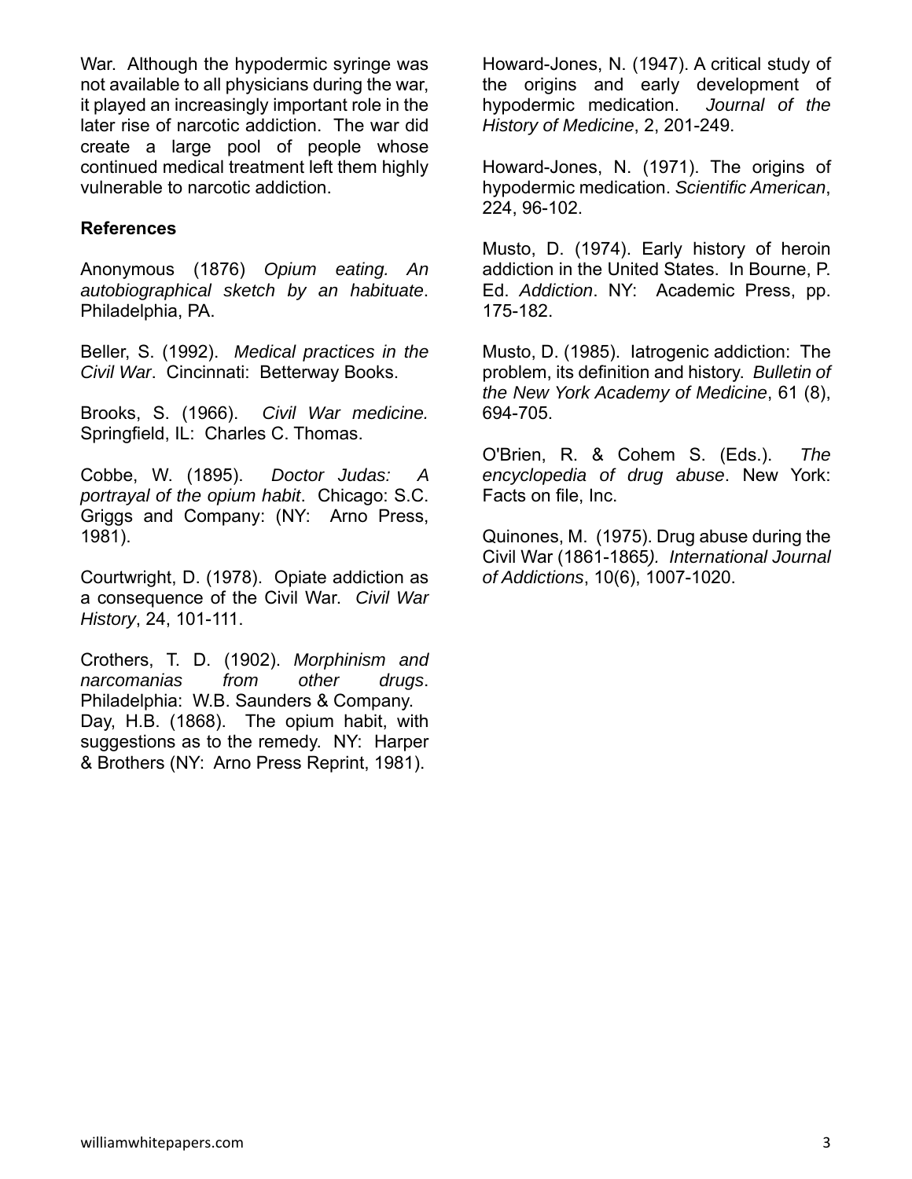War. Although the hypodermic syringe was not available to all physicians during the war, it played an increasingly important role in the later rise of narcotic addiction. The war did create a large pool of people whose continued medical treatment left them highly vulnerable to narcotic addiction.

**References**

Anonymous (1876) *Opium eating. An autobiographical sketch by an habituate*. Philadelphia, PA.

Beller, S. (1992). *Medical practices in the Civil War*. Cincinnati: Betterway Books.

Brooks, S. (1966). *Civil War medicine.* Springfield, IL: Charles C. Thomas.

Cobbe, W. (1895). *Doctor Judas: A portrayal of the opium habit*. Chicago: S.C. Griggs and Company: (NY: Arno Press, 1981).

Courtwright, D. (1978). Opiate addiction as a consequence of the Civil War. *Civil War History*, 24, 101-111.

Crothers, T. D. (1902). *Morphinism and narcomanias from other drugs*. Philadelphia: W.B. Saunders & Company.
Day, H.B. (1868). The opium habit, with suggestions as to the remedy. NY: Harper & Brothers (NY: Arno Press Reprint, 1981).

Howard-Jones, N. (1947). A critical study of the origins and early development of hypodermic medication. *Journal of the History of Medicine*, 2, 201-249.

Howard-Jones, N. (1971). The origins of hypodermic medication. *Scientific American*, 224, 96-102.

Musto, D. (1974). Early history of heroin addiction in the United States. In Bourne, P. Ed. *Addiction*. NY: Academic Press, pp. 175-182.

Musto, D. (1985). Iatrogenic addiction: The problem, its definition and history. *Bulletin of the New York Academy of Medicine*, 61 (8), 694-705.

O'Brien, R. & Cohem S. (Eds.). *The encyclopedia of drug abuse*. New York: Facts on file, Inc.

Quinones, M. (1975). Drug abuse during the Civil War (1861-1865*). International Journal of Addictions*, 10(6), 1007-1020.